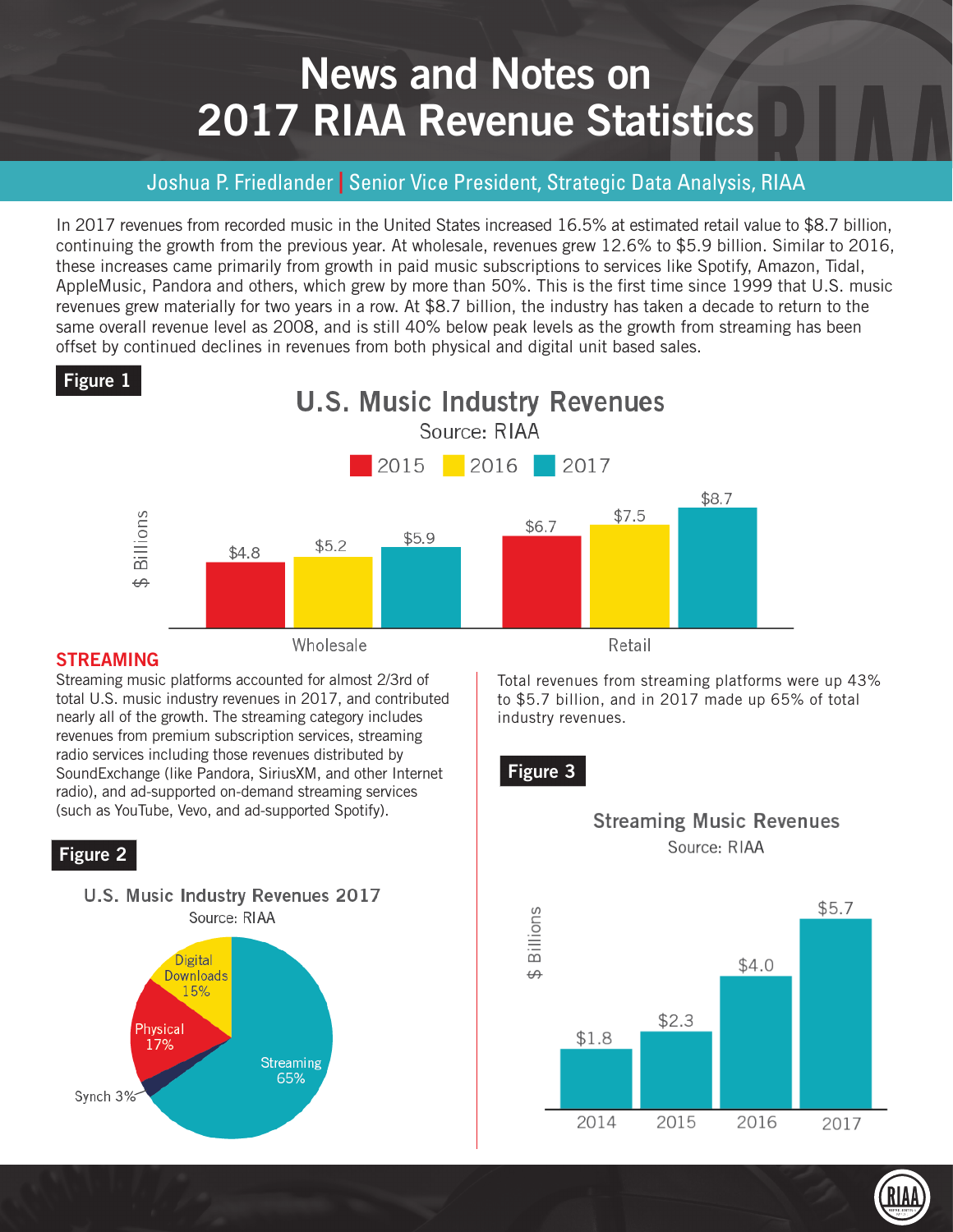# News and Notes on 2017 RIAA Revenue Statistics

Joshua P. Friedlander | Senior Vice President, Strategic Data Analysis, RIAA

In 2017 revenues from recorded music in the United States increased 16.5% at estimated retail value to $8.7 billion, continuing the growth from the previous year. At wholesale, revenues grew 12.6% to $5.9 billion. Similar to 2016, these increases came primarily from growth in paid music subscriptions to services like Spotify, Amazon, Tidal, AppleMusic, Pandora and others, which grew by more than 50%. This is the first time since 1999 that U.S. music revenues grew materially for two years in a row. At $8.7 billion, the industry has taken a decade to return to the same overall revenue level as 2008, and is still 40% below peak levels as the growth from streaming has been offset by continued declines in revenues from both physical and digital unit based sales.

**Figure 1**

U.S. Music Industry Revenues

Source: RIAA

2015 2016 2017

$ Billions

Wholesale: $4.8 $5.2 $5.9

Retail: $6.7 $7.5 $8.7

## STREAMING

Streaming music platforms accounted for almost 2/3rd of total U.S. music industry revenues in 2017, and contributed nearly all of the growth. The streaming category includes revenues from premium subscription services, streaming radio services including those revenues distributed by SoundExchange (like Pandora, SiriusXM, and other Internet radio), and ad-supported on-demand streaming services (such as YouTube, Vevo, and ad-supported Spotify).

**Figure 2**

U.S. Music Industry Revenues 2017

Source: RIAA

Digital Downloads 15%

Physical 17%

Synch 3%

Streaming 65%

Total revenues from streaming platforms were up 43% to $5.7 billion, and in 2017 made up 65% of total industry revenues.

**Figure 3**

Streaming Music Revenues

Source: RIAA

$ Billions

2014: $1.8

2015: $2.3

2016: $4.0

2017: $5.7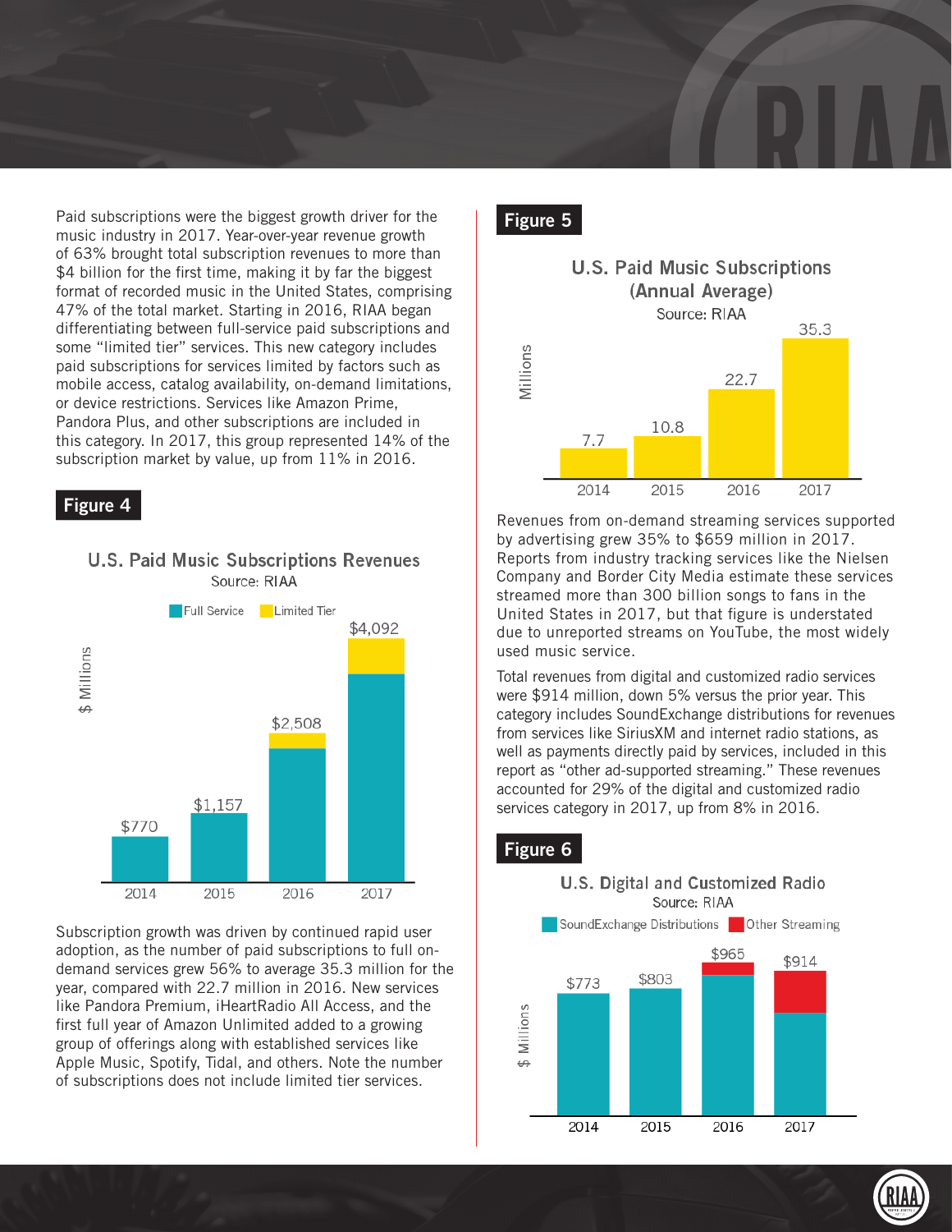Paid subscriptions were the biggest growth driver for the music industry in 2017. Year-over-year revenue growth of 63% brought total subscription revenues to more than $4 billion for the first time, making it by far the biggest format of recorded music in the United States, comprising 47% of the total market. Starting in 2016, RIAA began differentiating between full-service paid subscriptions and some "limited tier" services. This new category includes paid subscriptions for services limited by factors such as mobile access, catalog availability, on-demand limitations, or device restrictions. Services like Amazon Prime, Pandora Plus, and other subscriptions are included in this category. In 2017, this group represented 14% of the subscription market by value, up from 11% in 2016.

**Figure 4**

U.S. Paid Music Subscriptions Revenues

Source: RIAA

Full Service | Limited Tier

$ Millions

$770
$1,157
$2,508
$4,092

2014
2015
2016
2017

Subscription growth was driven by continued rapid user adoption, as the number of paid subscriptions to full on-demand services grew 56% to average 35.3 million for the year, compared with 22.7 million in 2016. New services like Pandora Premium, iHeartRadio All Access, and the first full year of Amazon Unlimited added to a growing group of offerings along with established services like Apple Music, Spotify, Tidal, and others. Note the number of subscriptions does not include limited tier services.

**Figure 5**

U.S. Paid Music Subscriptions (Annual Average)

Source: RIAA

Millions

7.7
10.8
22.7
35.3

2014
2015
2016
2017

Revenues from on-demand streaming services supported by advertising grew 35% to $659 million in 2017. Reports from industry tracking services like the Nielsen Company and Border City Media estimate these services streamed more than 300 billion songs to fans in the United States in 2017, but that figure is understated due to unreported streams on YouTube, the most widely used music service.

Total revenues from digital and customized radio services were $914 million, down 5% versus the prior year. This category includes SoundExchange distributions for revenues from services like SiriusXM and internet radio stations, as well as payments directly paid by services, included in this report as "other ad-supported streaming." These revenues accounted for 29% of the digital and customized radio services category in 2017, up from 8% in 2016.

**Figure 6**

U.S. Digital and Customized Radio

Source: RIAA

SoundExchange Distributions | Other Streaming

$ Millions

$773
$803
$965
$914

2014
2015
2016
2017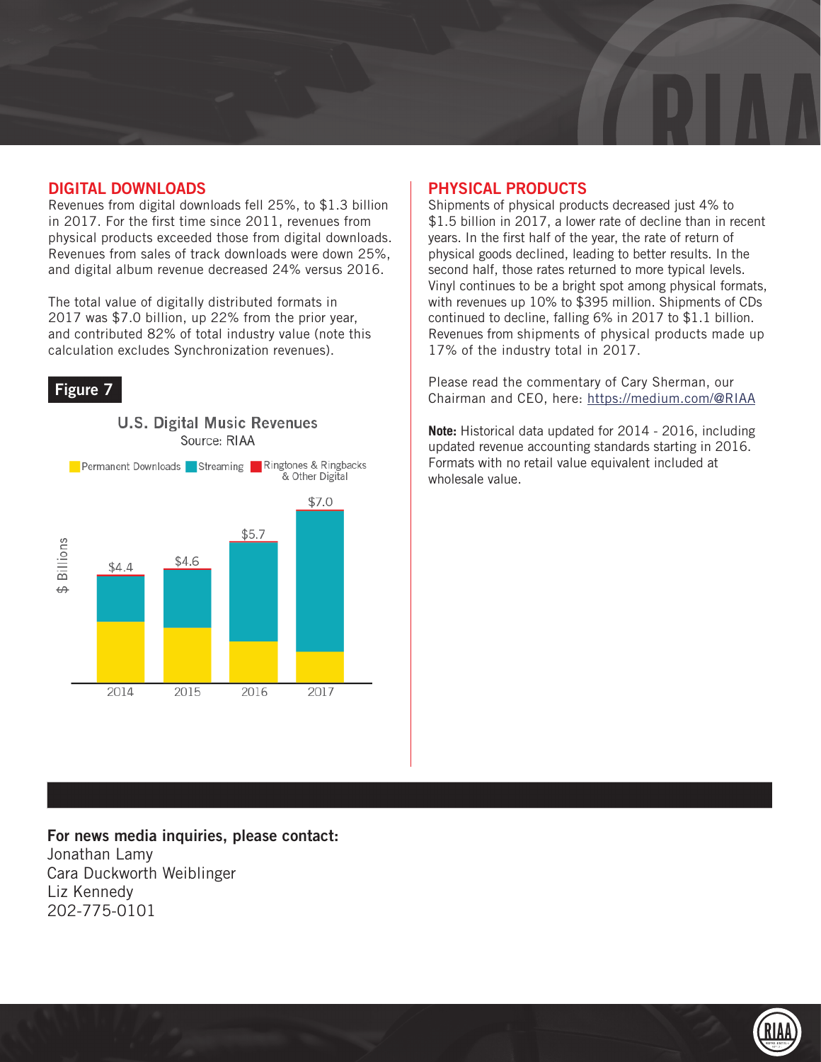## DIGITAL DOWNLOADS

Revenues from digital downloads fell 25%, to $1.3 billion in 2017. For the first time since 2011, revenues from physical products exceeded those from digital downloads. Revenues from sales of track downloads were down 25%, and digital album revenue decreased 24% versus 2016.

The total value of digitally distributed formats in 2017 was $7.0 billion, up 22% from the prior year, and contributed 82% of total industry value (note this calculation excludes Synchronization revenues).

**Figure 7**

U.S. Digital Music Revenues
Source: RIAA

Permanent Downloads | Streaming | Ringtones & Ringbacks & Other Digital

$ Billions

$4.4
$4.6
$5.7
$7.0

2014
2015
2016
2017

## PHYSICAL PRODUCTS

Shipments of physical products decreased just 4% to $1.5 billion in 2017, a lower rate of decline than in recent years. In the first half of the year, the rate of return of physical goods declined, leading to better results. In the second half, those rates returned to more typical levels. Vinyl continues to be a bright spot among physical formats, with revenues up 10% to $395 million. Shipments of CDs continued to decline, falling 6% in 2017 to $1.1 billion. Revenues from shipments of physical products made up 17% of the industry total in 2017.

Please read the commentary of Cary Sherman, our Chairman and CEO, here: https://medium.com/@RIAA

**Note:** Historical data updated for 2014 - 2016, including updated revenue accounting standards starting in 2016. Formats with no retail value equivalent included at wholesale value.

**For news media inquiries, please contact:**
Jonathan Lamy
Cara Duckworth Weiblinger
Liz Kennedy
202-775-0101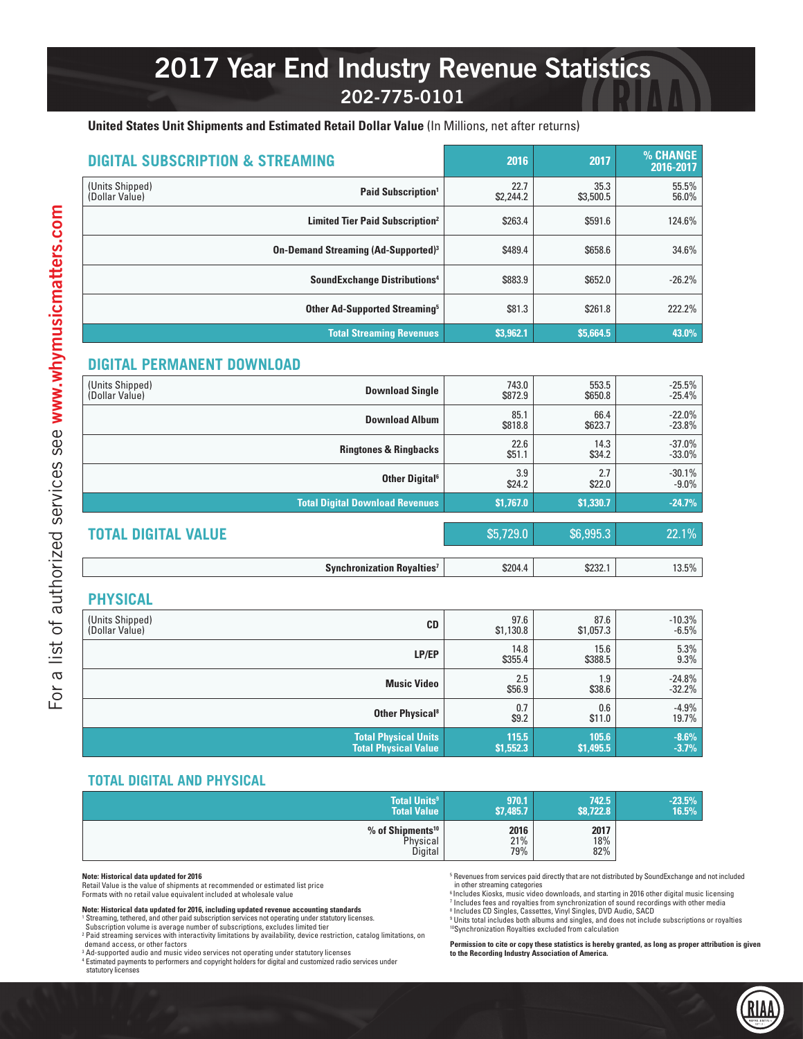# 2017 Year End Industry Revenue Statistics

## 202-775-0101

For a list of authorized services see **www.whymusicmatters.com**

**United States Unit Shipments and Estimated Retail Dollar Value** (In Millions, net after returns)

| DIGITAL SUBSCRIPTION & STREAMING | | 2016 | 2017 | % CHANGE 2016-2017 |
|---|---|---|---|---|
| (Units Shipped) (Dollar Value) | **Paid Subscription**[1] | 22.7 $2,244.2 | 35.3 $3,500.5 | 55.5% 56.0% |
| | **Limited Tier Paid Subscription**[2] | $263.4 | $591.6 | 124.6% |
| | **On-Demand Streaming (Ad-Supported)**[3] | $489.4 | $658.6 | 34.6% |
| | **SoundExchange Distributions**[4] | $883.9 | $652.0 | -26.2% |
| | **Other Ad-Supported Streaming**[5] | $81.3 | $261.8 | 222.2% |
| | **Total Streaming Revenues** | **$3,962.1** | **$5,664.5** | **43.0%** |

| DIGITAL PERMANENT DOWNLOAD | | 2016 | 2017 | % CHANGE 2016-2017 |
|---|---|---|---|---|
| (Units Shipped) (Dollar Value) | **Download Single** | 743.0 $872.9 | 553.5 $650.8 | -25.5% -25.4% |
| | **Download Album** | 85.1 $818.8 | 66.4 $623.7 | -22.0% -23.8% |
| | **Ringtones & Ringbacks** | 22.6 $51.1 | 14.3 $34.2 | -37.0% -33.0% |
| | **Other Digital**[6] | 3.9 $24.2 | 2.7 $22.0 | -30.1% -9.0% |
| | **Total Digital Download Revenues** | **$1,767.0** | **$1,330.7** | **-24.7%** |

| TOTAL DIGITAL VALUE | | 2016 | 2017 | % CHANGE 2016-2017 |
|---|---|---|---|---|
| **TOTAL DIGITAL VALUE** | | $5,729.0 | $6,995.3 | 22.1% |
| | **Synchronization Royalties**[7] | $204.4 | $232.1 | 13.5% |

| PHYSICAL | | 2016 | 2017 | % CHANGE 2016-2017 |
|---|---|---|---|---|
| (Units Shipped) (Dollar Value) | **CD** | 97.6 $1,130.8 | 87.6 $1,057.3 | -10.3% -6.5% |
| | **LP/EP** | 14.8 $355.4 | 15.6 $388.5 | 5.3% 9.3% |
| | **Music Video** | 2.5 $56.9 | 1.9 $38.6 | -24.8% -32.2% |
| | **Other Physical**[8] | 0.7 $9.2 | 0.6 $11.0 | -4.9% 19.7% |
| | **Total Physical Units / Total Physical Value** | **115.5 $1,552.3** | **105.6 $1,495.5** | **-8.6% -3.7%** |

| TOTAL DIGITAL AND PHYSICAL | | 2016 | 2017 | % CHANGE 2016-2017 |
|---|---|---|---|---|
| | **Total Units**[9] / **Total Value** | **970.1 $7,485.7** | **742.5 $8,722.8** | **-23.5% 16.5%** |
| | **% of Shipments**[10] | **2016** | **2017** | |
| | Physical | 21% | 18% | |
| | Digital | 79% | 82% | |

**Note: Historical data updated for 2016**
Retail Value is the value of shipments at recommended or estimated list price
Formats with no retail value equivalent included at wholesale value

**Note: Historical data updated for 2016, including updated revenue accounting standards**

[1] Streaming, tethered, and other paid subscription services not operating under statutory licenses. Subscription volume is average number of subscriptions, excludes limited tier
[2] Paid streaming services with interactivity limitations by availability, device restriction, catalog limitations, on demand access, or other factors
[3] Ad-supported audio and music video services not operating under statutory licenses
[4] Estimated payments to performers and copyright holders for digital and customized radio services under statutory licenses
[5] Revenues from services paid directly that are not distributed by SoundExchange and not included in other streaming categories
[6] Includes Kiosks, music video downloads, and starting in 2016 other digital music licensing
[7] Includes fees and royalties from synchronization of sound recordings with other media
[8] Includes CD Singles, Cassettes, Vinyl Singles, DVD Audio, SACD
[9] Units total includes both albums and singles, and does not include subscriptions or royalties
[10] Synchronization Royalties excluded from calculation

**Permission to cite or copy these statistics is hereby granted, as long as proper attribution is given to the Recording Industry Association of America.**